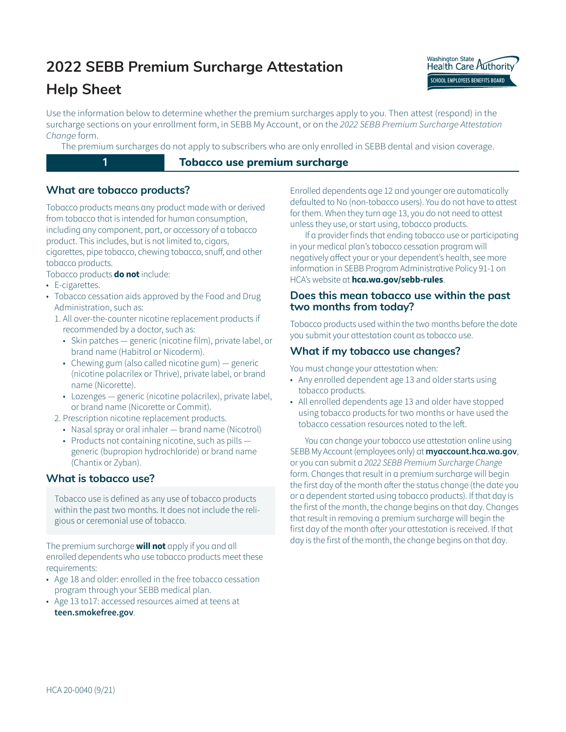# 2022 SEBB Premium Surcharge Attestation Help Sheet

Use the information below to determine whether the premium surcharges apply to you. Then attest (respond) in the surcharge sections on your enrollment form, in SEBB My Account, or on the *2022 SEBB Premium Surcharge Attestation Change* form.

The premium surcharges do not apply to subscribers who are only enrolled in SEBB dental and vision coverage.

## 1 Tobacco use premium surcharge

### What are tobacco products?

Tobacco products means any product made with or derived from tobacco that is intended for human consumption, including any component, part, or accessory of a tobacco product. This includes, but is not limited to, cigars, cigarettes, pipe tobacco, chewing tobacco, snuff, and other tobacco products.

Tobacco products **do not** include:

- E-cigarettes.
- Tobacco cessation aids approved by the Food and Drug Administration, such as:
  1. All over-the-counter nicotine replacement products if recommended by a doctor, such as:
     - Skin patches — generic (nicotine film), private label, or brand name (Habitrol or Nicoderm).
     - Chewing gum (also called nicotine gum) — generic (nicotine polacrilex or Thrive), private label, or brand name (Nicorette).
     - Lozenges — generic (nicotine polacrilex), private label, or brand name (Nicorette or Commit).
  2. Prescription nicotine replacement products.
     - Nasal spray or oral inhaler — brand name (Nicotrol)
     - Products not containing nicotine, such as pills — generic (bupropion hydrochloride) or brand name (Chantix or Zyban).

### What is tobacco use?

Tobacco use is defined as any use of tobacco products within the past two months. It does not include the religious or ceremonial use of tobacco.

The premium surcharge **will not** apply if you and all enrolled dependents who use tobacco products meet these requirements:

- Age 18 and older: enrolled in the free tobacco cessation program through your SEBB medical plan.
- Age 13 to17: accessed resources aimed at teens at **teen.smokefree.gov**.

Enrolled dependents age 12 and younger are automatically defaulted to No (non-tobacco users). You do not have to attest for them. When they turn age 13, you do not need to attest unless they use, or start using, tobacco products.

If a provider finds that ending tobacco use or participating in your medical plan's tobacco cessation program will negatively affect your or your dependent's health, see more information in SEBB Program Administrative Policy 91-1 on HCA's website at **hca.wa.gov/sebb-rules**.

### Does this mean tobacco use within the past two months from today?

Tobacco products used within the two months before the date you submit your attestation count as tobacco use.

### What if my tobacco use changes?

You must change your attestation when:

- Any enrolled dependent age 13 and older starts using tobacco products.
- All enrolled dependents age 13 and older have stopped using tobacco products for two months or have used the tobacco cessation resources noted to the left.

You can change your tobacco use attestation online using SEBB My Account (employees only) at **myaccount.hca.wa.gov**, or you can submit a *2022 SEBB Premium Surcharge Change* form. Changes that result in a premium surcharge will begin the first day of the month after the status change (the date you or a dependent started using tobacco products). If that day is the first of the month, the change begins on that day. Changes that result in removing a premium surcharge will begin the first day of the month after your attestation is received. If that day is the first of the month, the change begins on that day.

HCA 20-0040 (9/21)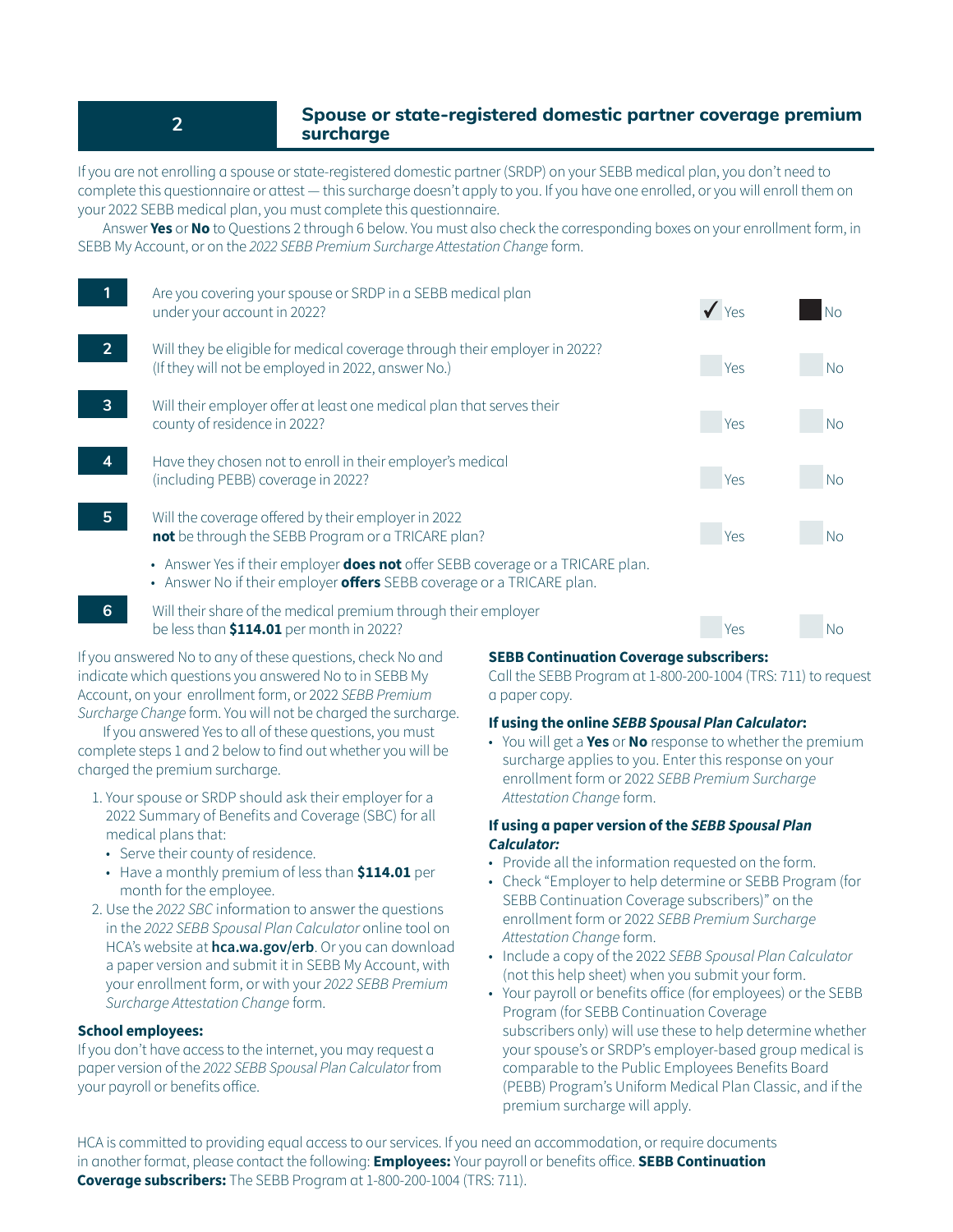## 2 Spouse or state-registered domestic partner coverage premium surcharge

If you are not enrolling a spouse or state-registered domestic partner (SRDP) on your SEBB medical plan, you don't need to complete this questionnaire or attest — this surcharge doesn't apply to you. If you have one enrolled, or you will enroll them on your 2022 SEBB medical plan, you must complete this questionnaire.

Answer **Yes** or **No** to Questions 2 through 6 below. You must also check the corresponding boxes on your enrollment form, in SEBB My Account, or on the *2022 SEBB Premium Surcharge Attestation Change* form.

| | | | |
|---|---|---|---|
| 1 | Are you covering your spouse or SRDP in a SEBB medical plan under your account in 2022? | ✔ Yes | No |
| 2 | Will they be eligible for medical coverage through their employer in 2022? (If they will not be employed in 2022, answer No.) | Yes | No |
| 3 | Will their employer offer at least one medical plan that serves their county of residence in 2022? | Yes | No |
| 4 | Have they chosen not to enroll in their employer's medical (including PEBB) coverage in 2022? | Yes | No |
| 5 | Will the coverage offered by their employer in 2022 **not** be through the SEBB Program or a TRICARE plan? | Yes | No |
| 6 | Will their share of the medical premium through their employer be less than **$114.01** per month in 2022? | Yes | No |

Question 5 guidance:

- Answer Yes if their employer **does not** offer SEBB coverage or a TRICARE plan.
- Answer No if their employer **offers** SEBB coverage or a TRICARE plan.

If you answered No to any of these questions, check No and indicate which questions you answered No to in SEBB My Account, on your enrollment form, or 2022 *SEBB Premium Surcharge Change* form. You will not be charged the surcharge.

If you answered Yes to all of these questions, you must complete steps 1 and 2 below to find out whether you will be charged the premium surcharge.

1. Your spouse or SRDP should ask their employer for a 2022 Summary of Benefits and Coverage (SBC) for all medical plans that:
   - Serve their county of residence.
   - Have a monthly premium of less than **$114.01** per month for the employee.
2. Use the *2022 SBC* information to answer the questions in the *2022 SEBB Spousal Plan Calculator* online tool on HCA's website at **hca.wa.gov/erb**. Or you can download a paper version and submit it in SEBB My Account, with your enrollment form, or with your *2022 SEBB Premium Surcharge Attestation Change* form.

**School employees:**
If you don't have access to the internet, you may request a paper version of the *2022 SEBB Spousal Plan Calculator* from your payroll or benefits office.

**SEBB Continuation Coverage subscribers:**
Call the SEBB Program at 1-800-200-1004 (TRS: 711) to request a paper copy.

**If using the online *SEBB Spousal Plan Calculator*:**

- You will get a **Yes** or **No** response to whether the premium surcharge applies to you. Enter this response on your enrollment form or 2022 *SEBB Premium Surcharge Attestation Change* form.

**If using a paper version of the *SEBB Spousal Plan Calculator:***

- Provide all the information requested on the form.
- Check "Employer to help determine or SEBB Program (for SEBB Continuation Coverage subscribers)" on the enrollment form or 2022 *SEBB Premium Surcharge Attestation Change* form.
- Include a copy of the 2022 *SEBB Spousal Plan Calculator* (not this help sheet) when you submit your form.
- Your payroll or benefits office (for employees) or the SEBB Program (for SEBB Continuation Coverage subscribers only) will use these to help determine whether your spouse's or SRDP's employer-based group medical is comparable to the Public Employees Benefits Board (PEBB) Program's Uniform Medical Plan Classic, and if the premium surcharge will apply.

HCA is committed to providing equal access to our services. If you need an accommodation, or require documents in another format, please contact the following: **Employees:** Your payroll or benefits office. **SEBB Continuation Coverage subscribers:** The SEBB Program at 1-800-200-1004 (TRS: 711).